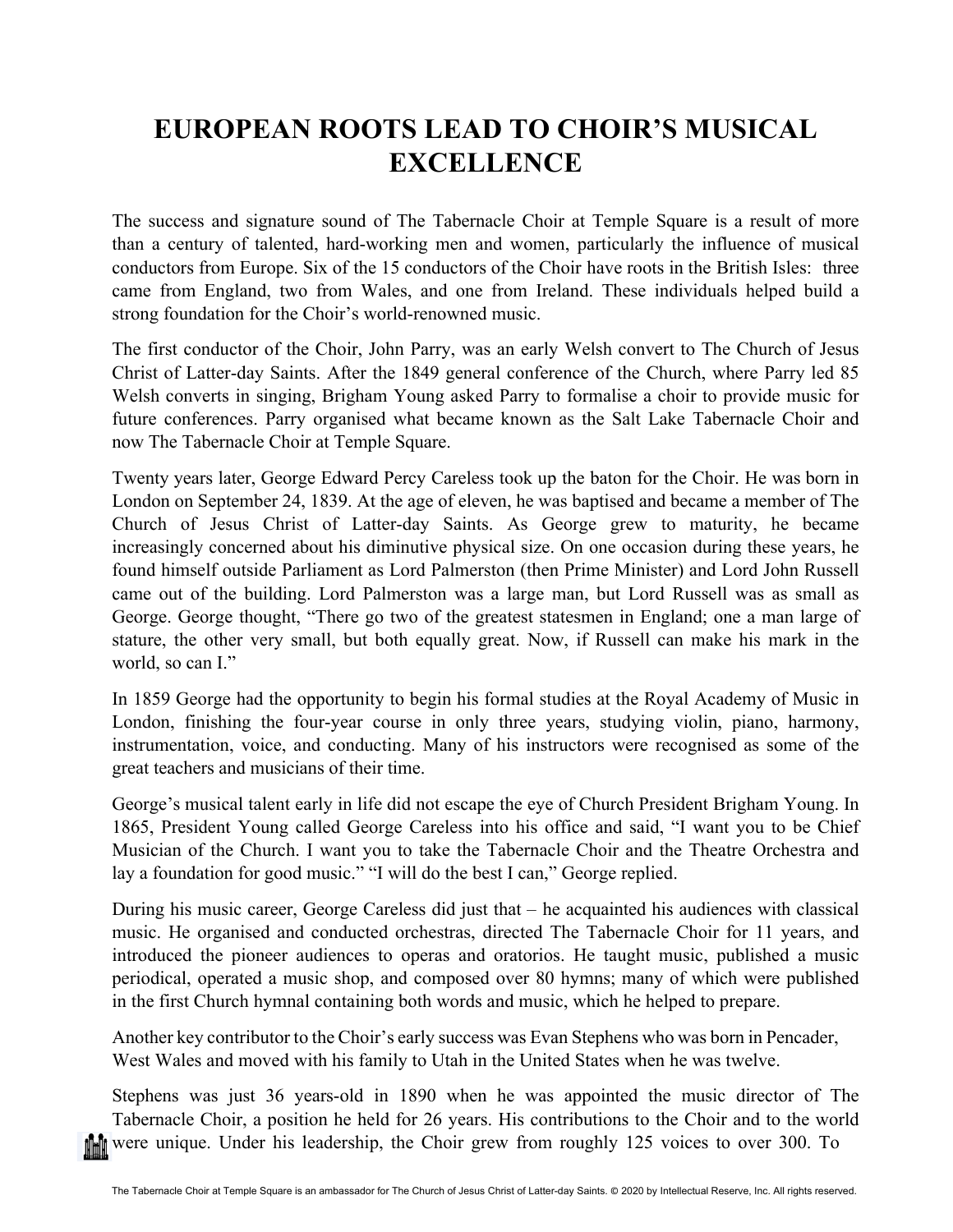# EUROPEAN ROOTS LEAD TO CHOIR'S MUSICAL EXCELLENCE

The success and signature sound of The Tabernacle Choir at Temple Square is a result of more than a century of talented, hard-working men and women, particularly the influence of musical conductors from Europe. Six of the 15 conductors of the Choir have roots in the British Isles: three came from England, two from Wales, and one from Ireland. These individuals helped build a strong foundation for the Choir's world-renowned music.

The first conductor of the Choir, John Parry, was an early Welsh convert to The Church of Jesus Christ of Latter-day Saints. After the 1849 general conference of the Church, where Parry led 85 Welsh converts in singing, Brigham Young asked Parry to formalise a choir to provide music for future conferences. Parry organised what became known as the Salt Lake Tabernacle Choir and now The Tabernacle Choir at Temple Square.

Twenty years later, George Edward Percy Careless took up the baton for the Choir. He was born in London on September 24, 1839. At the age of eleven, he was baptised and became a member of The Church of Jesus Christ of Latter-day Saints. As George grew to maturity, he became increasingly concerned about his diminutive physical size. On one occasion during these years, he found himself outside Parliament as Lord Palmerston (then Prime Minister) and Lord John Russell came out of the building. Lord Palmerston was a large man, but Lord Russell was as small as George. George thought, "There go two of the greatest statesmen in England; one a man large of stature, the other very small, but both equally great. Now, if Russell can make his mark in the world, so can I."

In 1859 George had the opportunity to begin his formal studies at the Royal Academy of Music in London, finishing the four-year course in only three years, studying violin, piano, harmony, instrumentation, voice, and conducting. Many of his instructors were recognised as some of the great teachers and musicians of their time.

George's musical talent early in life did not escape the eye of Church President Brigham Young. In 1865, President Young called George Careless into his office and said, "I want you to be Chief Musician of the Church. I want you to take the Tabernacle Choir and the Theatre Orchestra and lay a foundation for good music." "I will do the best I can," George replied.

During his music career, George Careless did just that – he acquainted his audiences with classical music. He organised and conducted orchestras, directed The Tabernacle Choir for 11 years, and introduced the pioneer audiences to operas and oratorios. He taught music, published a music periodical, operated a music shop, and composed over 80 hymns; many of which were published in the first Church hymnal containing both words and music, which he helped to prepare.

Another key contributor to the Choir's early success was Evan Stephens who was born in Pencader, West Wales and moved with his family to Utah in the United States when he was twelve.

Stephens was just 36 years-old in 1890 when he was appointed the music director of The Tabernacle Choir, a position he held for 26 years. His contributions to the Choir and to the world were unique. Under his leadership, the Choir grew from roughly 125 voices to over 300. To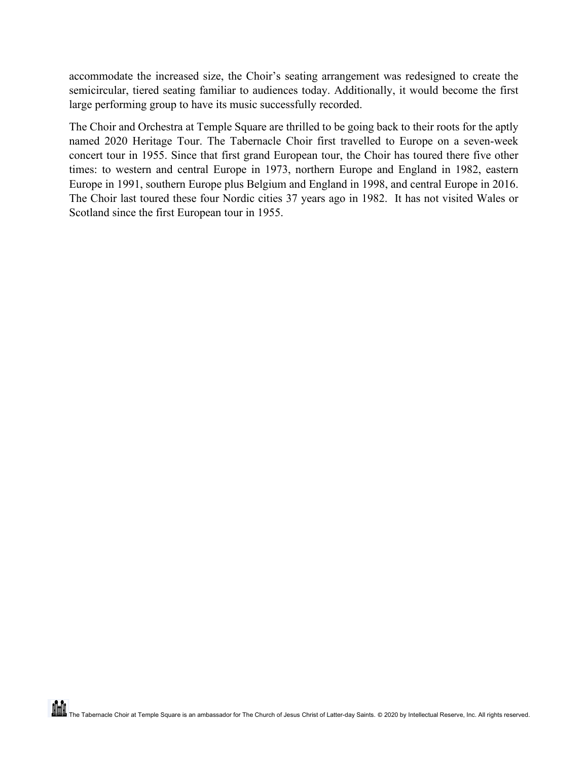accommodate the increased size, the Choir's seating arrangement was redesigned to create the semicircular, tiered seating familiar to audiences today. Additionally, it would become the first large performing group to have its music successfully recorded.

The Choir and Orchestra at Temple Square are thrilled to be going back to their roots for the aptly named 2020 Heritage Tour. The Tabernacle Choir first travelled to Europe on a seven-week concert tour in 1955. Since that first grand European tour, the Choir has toured there five other times: to western and central Europe in 1973, northern Europe and England in 1982, eastern Europe in 1991, southern Europe plus Belgium and England in 1998, and central Europe in 2016. The Choir last toured these four Nordic cities 37 years ago in 1982. It has not visited Wales or Scotland since the first European tour in 1955.